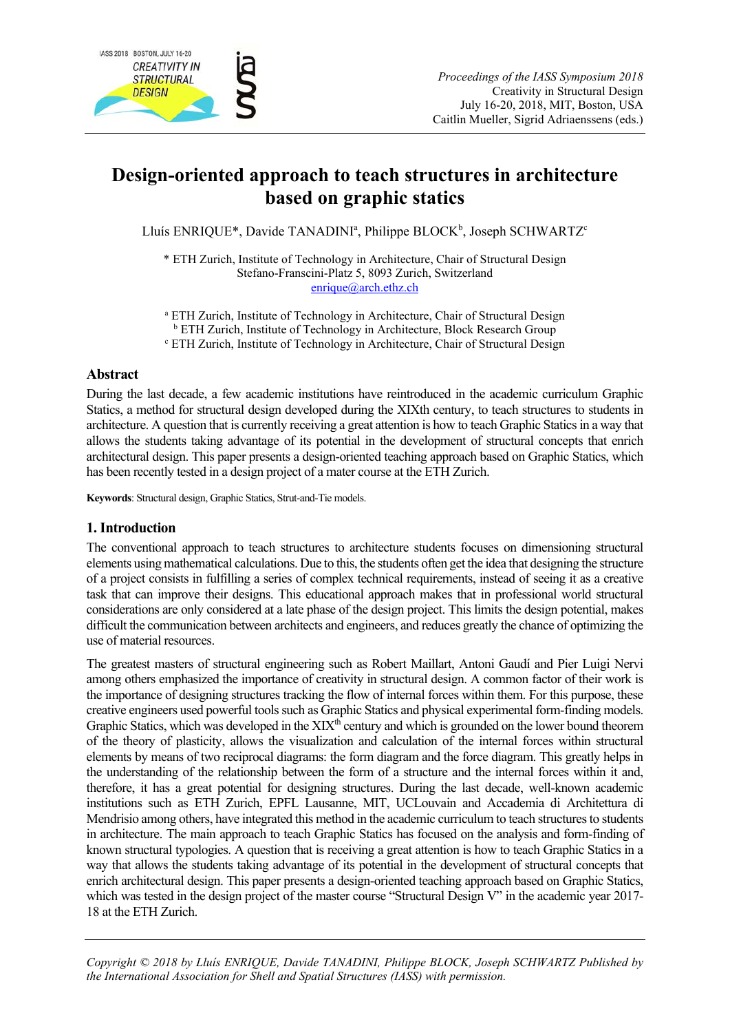# Design-oriented approach to teach structures in architecture based on graphic statics

Lluís ENRIQUE*, Davide TANADINI[a], Philippe BLOCK[b], Joseph SCHWARTZ[c]

\* ETH Zurich, Institute of Technology in Architecture, Chair of Structural Design
Stefano-Franscini-Platz 5, 8093 Zurich, Switzerland
enrique@arch.ethz.ch

[a] ETH Zurich, Institute of Technology in Architecture, Chair of Structural Design
[b] ETH Zurich, Institute of Technology in Architecture, Block Research Group
[c] ETH Zurich, Institute of Technology in Architecture, Chair of Structural Design

## Abstract

During the last decade, a few academic institutions have reintroduced in the academic curriculum Graphic Statics, a method for structural design developed during the XIXth century, to teach structures to students in architecture. A question that is currently receiving a great attention is how to teach Graphic Statics in a way that allows the students taking advantage of its potential in the development of structural concepts that enrich architectural design. This paper presents a design-oriented teaching approach based on Graphic Statics, which has been recently tested in a design project of a mater course at the ETH Zurich.

**Keywords**: Structural design, Graphic Statics, Strut-and-Tie models.

## 1. Introduction

The conventional approach to teach structures to architecture students focuses on dimensioning structural elements using mathematical calculations. Due to this, the students often get the idea that designing the structure of a project consists in fulfilling a series of complex technical requirements, instead of seeing it as a creative task that can improve their designs. This educational approach makes that in professional world structural considerations are only considered at a late phase of the design project. This limits the design potential, makes difficult the communication between architects and engineers, and reduces greatly the chance of optimizing the use of material resources.

The greatest masters of structural engineering such as Robert Maillart, Antoni Gaudí and Pier Luigi Nervi among others emphasized the importance of creativity in structural design. A common factor of their work is the importance of designing structures tracking the flow of internal forces within them. For this purpose, these creative engineers used powerful tools such as Graphic Statics and physical experimental form-finding models. Graphic Statics, which was developed in the XIX[th] century and which is grounded on the lower bound theorem of the theory of plasticity, allows the visualization and calculation of the internal forces within structural elements by means of two reciprocal diagrams: the form diagram and the force diagram. This greatly helps in the understanding of the relationship between the form of a structure and the internal forces within it and, therefore, it has a great potential for designing structures. During the last decade, well-known academic institutions such as ETH Zurich, EPFL Lausanne, MIT, UCLouvain and Accademia di Architettura di Mendrisio among others, have integrated this method in the academic curriculum to teach structures to students in architecture. The main approach to teach Graphic Statics has focused on the analysis and form-finding of known structural typologies. A question that is receiving a great attention is how to teach Graphic Statics in a way that allows the students taking advantage of its potential in the development of structural concepts that enrich architectural design. This paper presents a design-oriented teaching approach based on Graphic Statics, which was tested in the design project of the master course "Structural Design V" in the academic year 2017-18 at the ETH Zurich.

*Copyright © 2018 by Lluís ENRIQUE, Davide TANADINI, Philippe BLOCK, Joseph SCHWARTZ Published by the International Association for Shell and Spatial Structures (IASS) with permission.*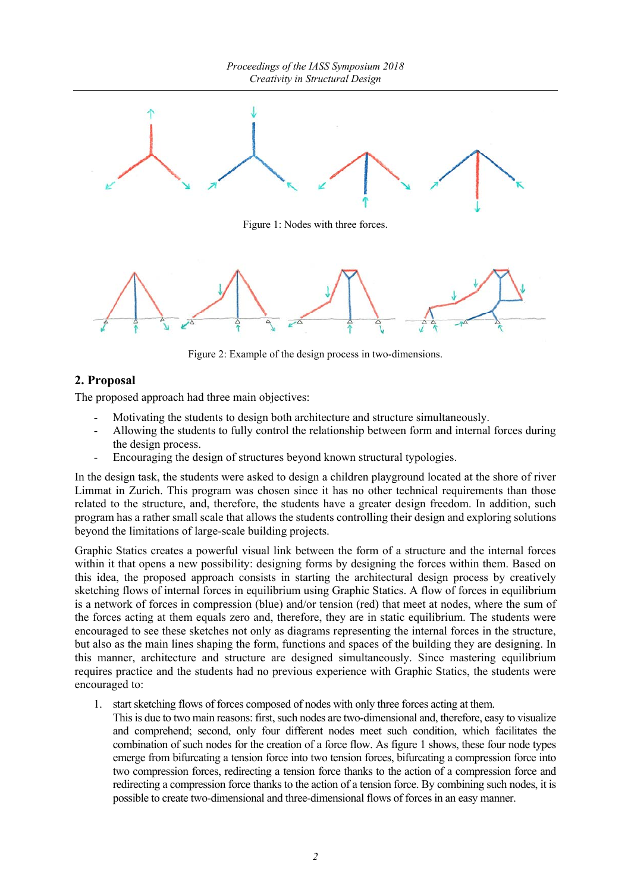Figure 1: Nodes with three forces.

Figure 2: Example of the design process in two-dimensions.

## 2. Proposal

The proposed approach had three main objectives:

- Motivating the students to design both architecture and structure simultaneously.
- Allowing the students to fully control the relationship between form and internal forces during the design process.
- Encouraging the design of structures beyond known structural typologies.

In the design task, the students were asked to design a children playground located at the shore of river Limmat in Zurich. This program was chosen since it has no other technical requirements than those related to the structure, and, therefore, the students have a greater design freedom. In addition, such program has a rather small scale that allows the students controlling their design and exploring solutions beyond the limitations of large-scale building projects.

Graphic Statics creates a powerful visual link between the form of a structure and the internal forces within it that opens a new possibility: designing forms by designing the forces within them. Based on this idea, the proposed approach consists in starting the architectural design process by creatively sketching flows of internal forces in equilibrium using Graphic Statics. A flow of forces in equilibrium is a network of forces in compression (blue) and/or tension (red) that meet at nodes, where the sum of the forces acting at them equals zero and, therefore, they are in static equilibrium. The students were encouraged to see these sketches not only as diagrams representing the internal forces in the structure, but also as the main lines shaping the form, functions and spaces of the building they are designing. In this manner, architecture and structure are designed simultaneously. Since mastering equilibrium requires practice and the students had no previous experience with Graphic Statics, the students were encouraged to:

1. start sketching flows of forces composed of nodes with only three forces acting at them.
   This is due to two main reasons: first, such nodes are two-dimensional and, therefore, easy to visualize and comprehend; second, only four different nodes meet such condition, which facilitates the combination of such nodes for the creation of a force flow. As figure 1 shows, these four node types emerge from bifurcating a tension force into two tension forces, bifurcating a compression force into two compression forces, redirecting a tension force thanks to the action of a compression force and redirecting a compression force thanks to the action of a tension force. By combining such nodes, it is possible to create two-dimensional and three-dimensional flows of forces in an easy manner.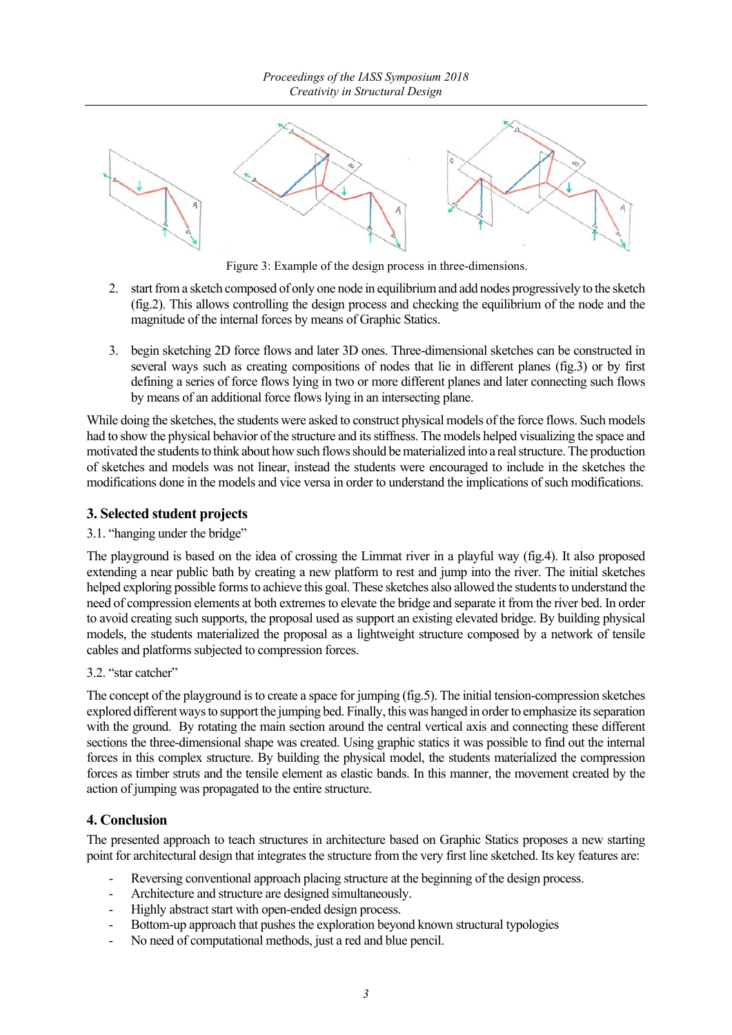Figure 3: Example of the design process in three-dimensions.

2. start from a sketch composed of only one node in equilibrium and add nodes progressively to the sketch (fig.2). This allows controlling the design process and checking the equilibrium of the node and the magnitude of the internal forces by means of Graphic Statics.

3. begin sketching 2D force flows and later 3D ones. Three-dimensional sketches can be constructed in several ways such as creating compositions of nodes that lie in different planes (fig.3) or by first defining a series of force flows lying in two or more different planes and later connecting such flows by means of an additional force flows lying in an intersecting plane.

While doing the sketches, the students were asked to construct physical models of the force flows. Such models had to show the physical behavior of the structure and its stiffness. The models helped visualizing the space and motivated the students to think about how such flows should be materialized into a real structure. The production of sketches and models was not linear, instead the students were encouraged to include in the sketches the modifications done in the models and vice versa in order to understand the implications of such modifications.

## 3. Selected student projects

### 3.1. "hanging under the bridge"

The playground is based on the idea of crossing the Limmat river in a playful way (fig.4). It also proposed extending a near public bath by creating a new platform to rest and jump into the river. The initial sketches helped exploring possible forms to achieve this goal. These sketches also allowed the students to understand the need of compression elements at both extremes to elevate the bridge and separate it from the river bed. In order to avoid creating such supports, the proposal used as support an existing elevated bridge. By building physical models, the students materialized the proposal as a lightweight structure composed by a network of tensile cables and platforms subjected to compression forces.

### 3.2. "star catcher"

The concept of the playground is to create a space for jumping (fig.5). The initial tension-compression sketches explored different ways to support the jumping bed. Finally, this was hanged in order to emphasize its separation with the ground. By rotating the main section around the central vertical axis and connecting these different sections the three-dimensional shape was created. Using graphic statics it was possible to find out the internal forces in this complex structure. By building the physical model, the students materialized the compression forces as timber struts and the tensile element as elastic bands. In this manner, the movement created by the action of jumping was propagated to the entire structure.

## 4. Conclusion

The presented approach to teach structures in architecture based on Graphic Statics proposes a new starting point for architectural design that integrates the structure from the very first line sketched. Its key features are:

- Reversing conventional approach placing structure at the beginning of the design process.
- Architecture and structure are designed simultaneously.
- Highly abstract start with open-ended design process.
- Bottom-up approach that pushes the exploration beyond known structural typologies
- No need of computational methods, just a red and blue pencil.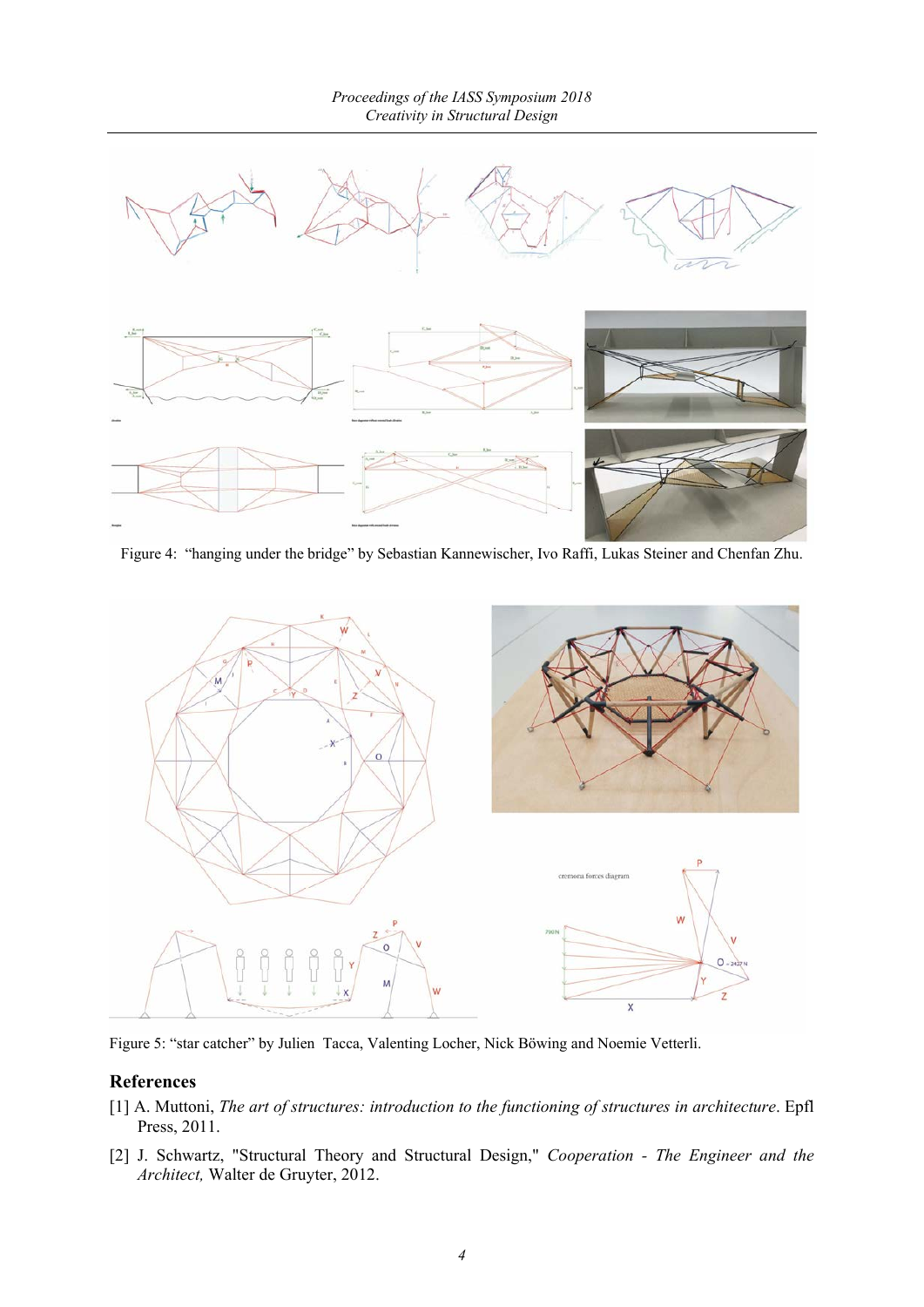Figure 4: "hanging under the bridge" by Sebastian Kannewischer, Ivo Raffi, Lukas Steiner and Chenfan Zhu.

Figure 5: "star catcher" by Julien Tacca, Valenting Locher, Nick Böwing and Noemie Vetterli.

## References

[1] A. Muttoni, *The art of structures: introduction to the functioning of structures in architecture*. Epfl Press, 2011.

[2] J. Schwartz, "Structural Theory and Structural Design," *Cooperation - The Engineer and the Architect,* Walter de Gruyter, 2012.